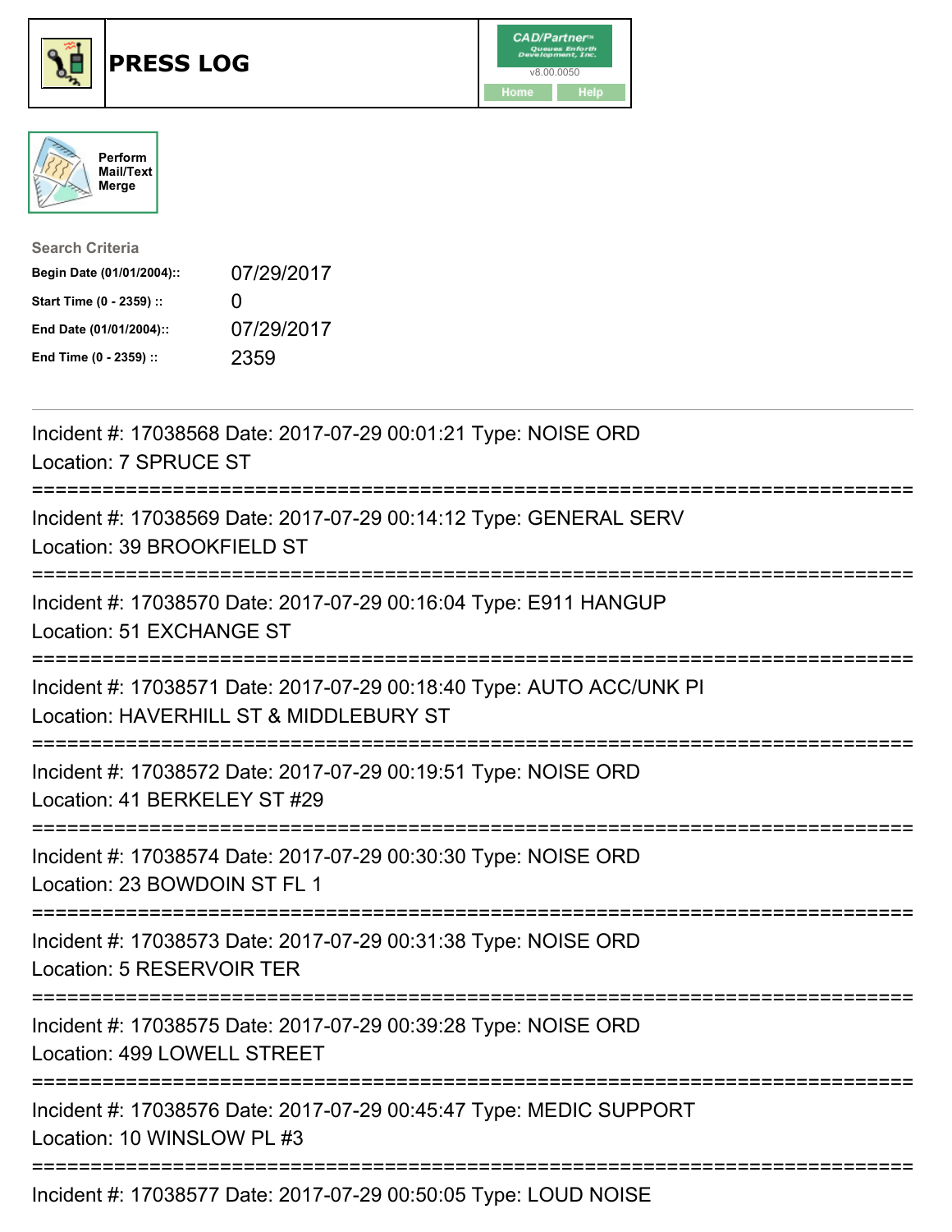# PRESS LOG

CAD/Partner
v8.00.0050
Home Help

Perform Mail/Text Merge

**Search Criteria**

| | |
|---|---|
| **Begin Date (01/01/2004)::** | 07/29/2017 |
| **Start Time (0 - 2359) ::** | 0 |
| **End Date (01/01/2004)::** | 07/29/2017 |
| **End Time (0 - 2359) ::** | 2359 |

---

Incident #: 17038568 Date: 2017-07-29 00:01:21 Type: NOISE ORD
Location: 7 SPRUCE ST

===========================================================================

Incident #: 17038569 Date: 2017-07-29 00:14:12 Type: GENERAL SERV
Location: 39 BROOKFIELD ST

===========================================================================

Incident #: 17038570 Date: 2017-07-29 00:16:04 Type: E911 HANGUP
Location: 51 EXCHANGE ST

===========================================================================

Incident #: 17038571 Date: 2017-07-29 00:18:40 Type: AUTO ACC/UNK PI
Location: HAVERHILL ST & MIDDLEBURY ST

===========================================================================

Incident #: 17038572 Date: 2017-07-29 00:19:51 Type: NOISE ORD
Location: 41 BERKELEY ST #29

===========================================================================

Incident #: 17038574 Date: 2017-07-29 00:30:30 Type: NOISE ORD
Location: 23 BOWDOIN ST FL 1

===========================================================================

Incident #: 17038573 Date: 2017-07-29 00:31:38 Type: NOISE ORD
Location: 5 RESERVOIR TER

===========================================================================

Incident #: 17038575 Date: 2017-07-29 00:39:28 Type: NOISE ORD
Location: 499 LOWELL STREET

===========================================================================

Incident #: 17038576 Date: 2017-07-29 00:45:47 Type: MEDIC SUPPORT
Location: 10 WINSLOW PL #3

===========================================================================

Incident #: 17038577 Date: 2017-07-29 00:50:05 Type: LOUD NOISE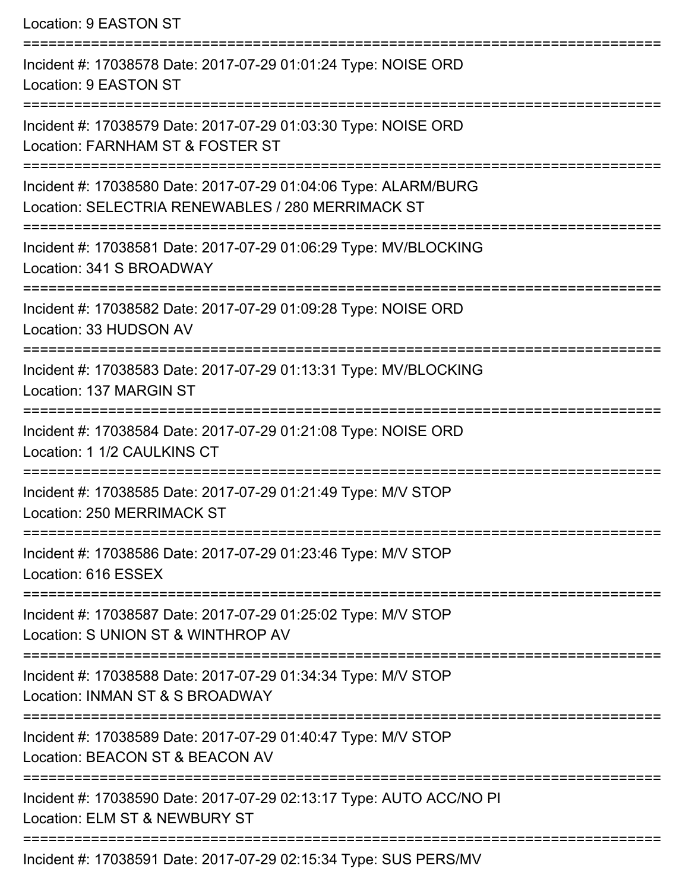Location: 9 EASTON ST

===========================================================================

Incident #: 17038578 Date: 2017-07-29 01:01:24 Type: NOISE ORD
Location: 9 EASTON ST

===========================================================================

Incident #: 17038579 Date: 2017-07-29 01:03:30 Type: NOISE ORD
Location: FARNHAM ST & FOSTER ST

===========================================================================

Incident #: 17038580 Date: 2017-07-29 01:04:06 Type: ALARM/BURG
Location: SELECTRIA RENEWABLES / 280 MERRIMACK ST

===========================================================================

Incident #: 17038581 Date: 2017-07-29 01:06:29 Type: MV/BLOCKING
Location: 341 S BROADWAY

===========================================================================

Incident #: 17038582 Date: 2017-07-29 01:09:28 Type: NOISE ORD
Location: 33 HUDSON AV

===========================================================================

Incident #: 17038583 Date: 2017-07-29 01:13:31 Type: MV/BLOCKING
Location: 137 MARGIN ST

===========================================================================

Incident #: 17038584 Date: 2017-07-29 01:21:08 Type: NOISE ORD
Location: 1 1/2 CAULKINS CT

===========================================================================

Incident #: 17038585 Date: 2017-07-29 01:21:49 Type: M/V STOP
Location: 250 MERRIMACK ST

===========================================================================

Incident #: 17038586 Date: 2017-07-29 01:23:46 Type: M/V STOP
Location: 616 ESSEX

===========================================================================

Incident #: 17038587 Date: 2017-07-29 01:25:02 Type: M/V STOP
Location: S UNION ST & WINTHROP AV

===========================================================================

Incident #: 17038588 Date: 2017-07-29 01:34:34 Type: M/V STOP
Location: INMAN ST & S BROADWAY

===========================================================================

Incident #: 17038589 Date: 2017-07-29 01:40:47 Type: M/V STOP
Location: BEACON ST & BEACON AV

===========================================================================

Incident #: 17038590 Date: 2017-07-29 02:13:17 Type: AUTO ACC/NO PI
Location: ELM ST & NEWBURY ST

===========================================================================

Incident #: 17038591 Date: 2017-07-29 02:15:34 Type: SUS PERS/MV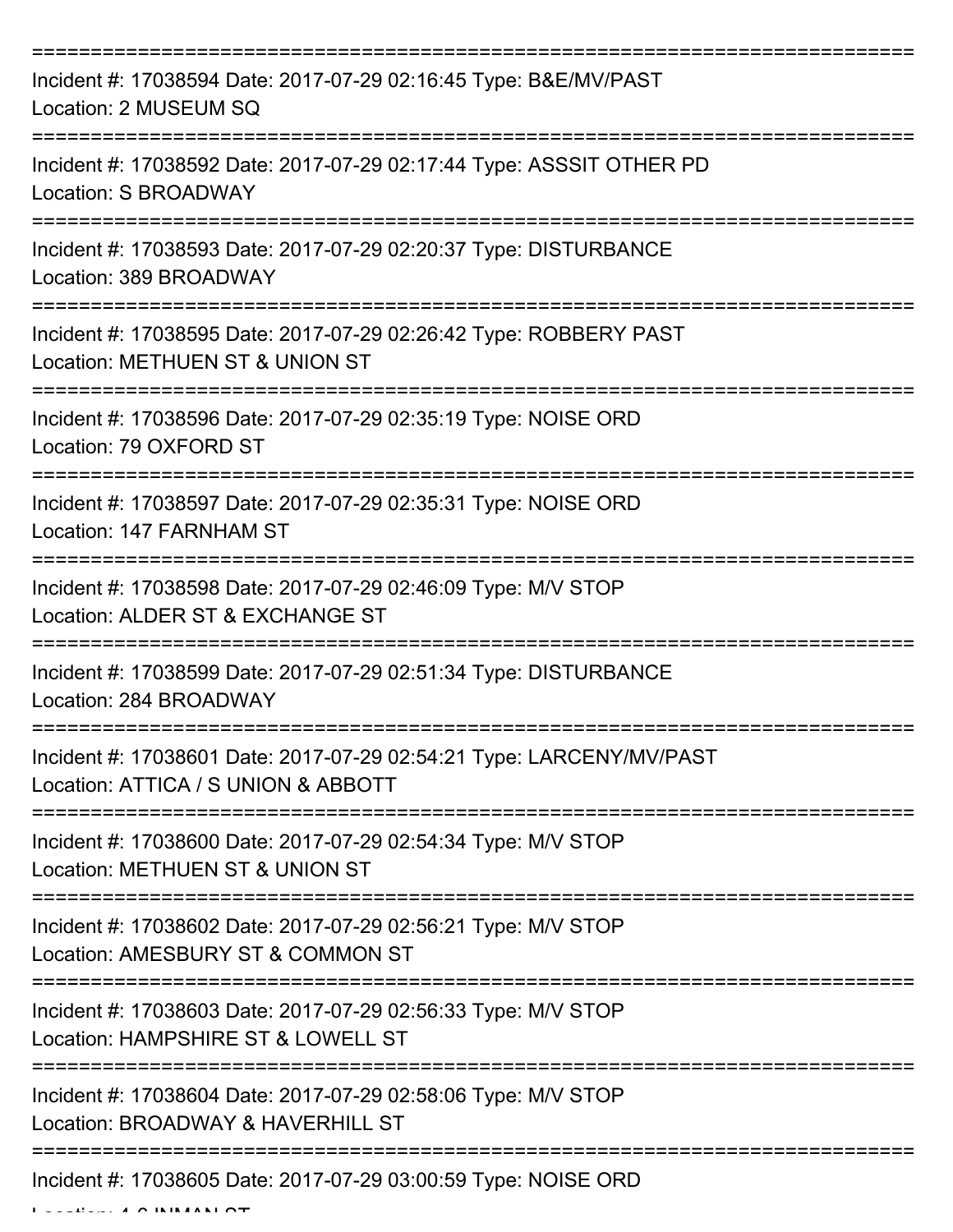===========================================================================

Incident #: 17038594 Date: 2017-07-29 02:16:45 Type: B&E/MV/PAST
Location: 2 MUSEUM SQ

===========================================================================

Incident #: 17038592 Date: 2017-07-29 02:17:44 Type: ASSSIT OTHER PD
Location: S BROADWAY

===========================================================================

Incident #: 17038593 Date: 2017-07-29 02:20:37 Type: DISTURBANCE
Location: 389 BROADWAY

===========================================================================

Incident #: 17038595 Date: 2017-07-29 02:26:42 Type: ROBBERY PAST
Location: METHUEN ST & UNION ST

===========================================================================

Incident #: 17038596 Date: 2017-07-29 02:35:19 Type: NOISE ORD
Location: 79 OXFORD ST

===========================================================================

Incident #: 17038597 Date: 2017-07-29 02:35:31 Type: NOISE ORD
Location: 147 FARNHAM ST

===========================================================================

Incident #: 17038598 Date: 2017-07-29 02:46:09 Type: M/V STOP
Location: ALDER ST & EXCHANGE ST

===========================================================================

Incident #: 17038599 Date: 2017-07-29 02:51:34 Type: DISTURBANCE
Location: 284 BROADWAY

===========================================================================

Incident #: 17038601 Date: 2017-07-29 02:54:21 Type: LARCENY/MV/PAST
Location: ATTICA / S UNION & ABBOTT

===========================================================================

Incident #: 17038600 Date: 2017-07-29 02:54:34 Type: M/V STOP
Location: METHUEN ST & UNION ST

===========================================================================

Incident #: 17038602 Date: 2017-07-29 02:56:21 Type: M/V STOP
Location: AMESBURY ST & COMMON ST

===========================================================================

Incident #: 17038603 Date: 2017-07-29 02:56:33 Type: M/V STOP
Location: HAMPSHIRE ST & LOWELL ST

===========================================================================

Incident #: 17038604 Date: 2017-07-29 02:58:06 Type: M/V STOP
Location: BROADWAY & HAVERHILL ST

===========================================================================

Incident #: 17038605 Date: 2017-07-29 03:00:59 Type: NOISE ORD
Location: 4-6 INMAN ST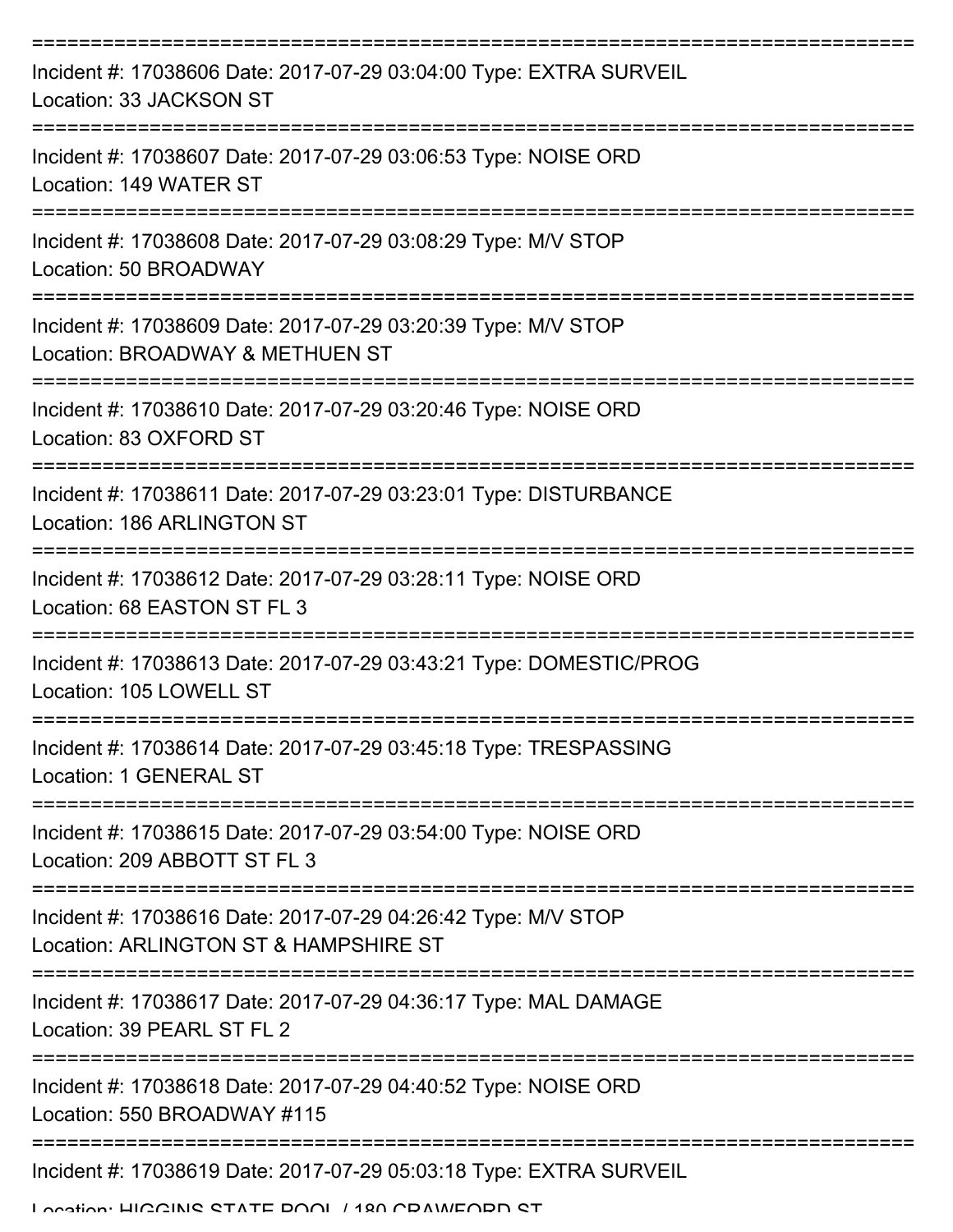Incident #: 17038606 Date: 2017-07-29 03:04:00 Type: EXTRA SURVEIL
Location: 33 JACKSON ST

Incident #: 17038607 Date: 2017-07-29 03:06:53 Type: NOISE ORD
Location: 149 WATER ST

Incident #: 17038608 Date: 2017-07-29 03:08:29 Type: M/V STOP
Location: 50 BROADWAY

Incident #: 17038609 Date: 2017-07-29 03:20:39 Type: M/V STOP
Location: BROADWAY & METHUEN ST

Incident #: 17038610 Date: 2017-07-29 03:20:46 Type: NOISE ORD
Location: 83 OXFORD ST

Incident #: 17038611 Date: 2017-07-29 03:23:01 Type: DISTURBANCE
Location: 186 ARLINGTON ST

Incident #: 17038612 Date: 2017-07-29 03:28:11 Type: NOISE ORD
Location: 68 EASTON ST FL 3

Incident #: 17038613 Date: 2017-07-29 03:43:21 Type: DOMESTIC/PROG
Location: 105 LOWELL ST

Incident #: 17038614 Date: 2017-07-29 03:45:18 Type: TRESPASSING
Location: 1 GENERAL ST

Incident #: 17038615 Date: 2017-07-29 03:54:00 Type: NOISE ORD
Location: 209 ABBOTT ST FL 3

Incident #: 17038616 Date: 2017-07-29 04:26:42 Type: M/V STOP
Location: ARLINGTON ST & HAMPSHIRE ST

Incident #: 17038617 Date: 2017-07-29 04:36:17 Type: MAL DAMAGE
Location: 39 PEARL ST FL 2

Incident #: 17038618 Date: 2017-07-29 04:40:52 Type: NOISE ORD
Location: 550 BROADWAY #115

Incident #: 17038619 Date: 2017-07-29 05:03:18 Type: EXTRA SURVEIL
Location: HIGGINS STATE POOL / 180 CRAWFORD ST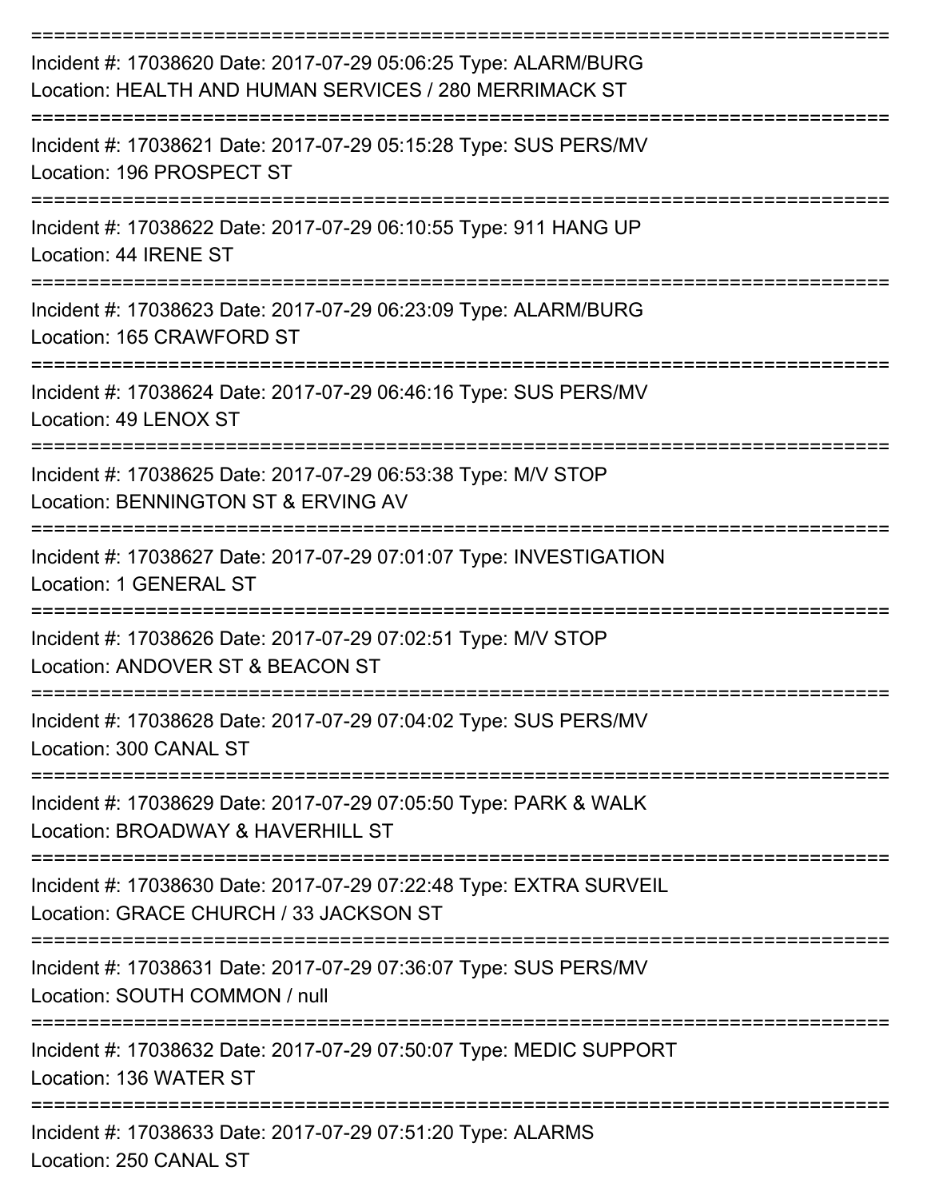===========================================================================

Incident #: 17038620 Date: 2017-07-29 05:06:25 Type: ALARM/BURG
Location: HEALTH AND HUMAN SERVICES / 280 MERRIMACK ST

===========================================================================

Incident #: 17038621 Date: 2017-07-29 05:15:28 Type: SUS PERS/MV
Location: 196 PROSPECT ST

===========================================================================

Incident #: 17038622 Date: 2017-07-29 06:10:55 Type: 911 HANG UP
Location: 44 IRENE ST

===========================================================================

Incident #: 17038623 Date: 2017-07-29 06:23:09 Type: ALARM/BURG
Location: 165 CRAWFORD ST

===========================================================================

Incident #: 17038624 Date: 2017-07-29 06:46:16 Type: SUS PERS/MV
Location: 49 LENOX ST

===========================================================================

Incident #: 17038625 Date: 2017-07-29 06:53:38 Type: M/V STOP
Location: BENNINGTON ST & ERVING AV

===========================================================================

Incident #: 17038627 Date: 2017-07-29 07:01:07 Type: INVESTIGATION
Location: 1 GENERAL ST

===========================================================================

Incident #: 17038626 Date: 2017-07-29 07:02:51 Type: M/V STOP
Location: ANDOVER ST & BEACON ST

===========================================================================

Incident #: 17038628 Date: 2017-07-29 07:04:02 Type: SUS PERS/MV
Location: 300 CANAL ST

===========================================================================

Incident #: 17038629 Date: 2017-07-29 07:05:50 Type: PARK & WALK
Location: BROADWAY & HAVERHILL ST

===========================================================================

Incident #: 17038630 Date: 2017-07-29 07:22:48 Type: EXTRA SURVEIL
Location: GRACE CHURCH / 33 JACKSON ST

===========================================================================

Incident #: 17038631 Date: 2017-07-29 07:36:07 Type: SUS PERS/MV
Location: SOUTH COMMON / null

===========================================================================

Incident #: 17038632 Date: 2017-07-29 07:50:07 Type: MEDIC SUPPORT
Location: 136 WATER ST

===========================================================================

Incident #: 17038633 Date: 2017-07-29 07:51:20 Type: ALARMS
Location: 250 CANAL ST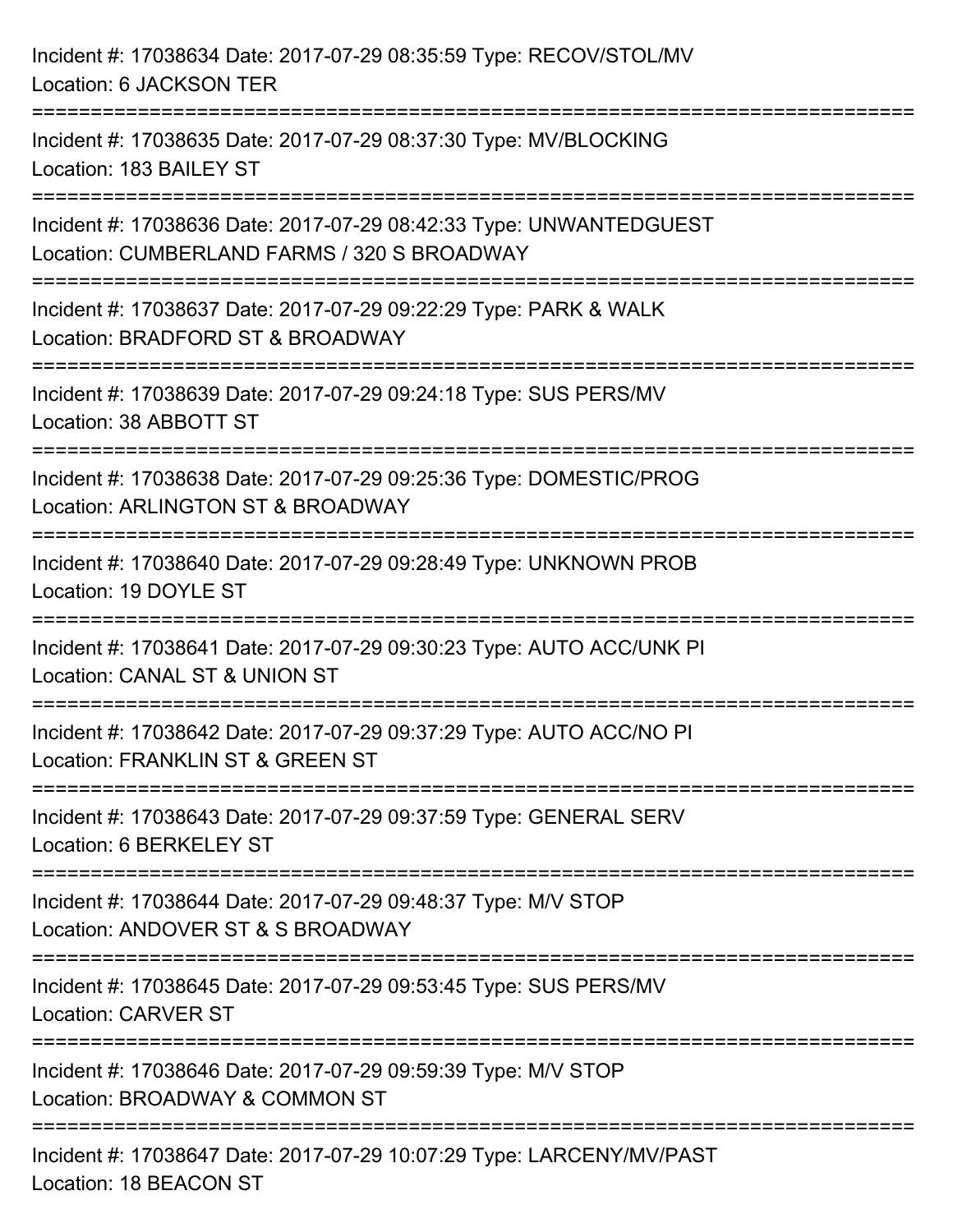Incident #: 17038634 Date: 2017-07-29 08:35:59 Type: RECOV/STOL/MV
Location: 6 JACKSON TER

===========================================================================

Incident #: 17038635 Date: 2017-07-29 08:37:30 Type: MV/BLOCKING
Location: 183 BAILEY ST

===========================================================================

Incident #: 17038636 Date: 2017-07-29 08:42:33 Type: UNWANTEDGUEST
Location: CUMBERLAND FARMS / 320 S BROADWAY

===========================================================================

Incident #: 17038637 Date: 2017-07-29 09:22:29 Type: PARK & WALK
Location: BRADFORD ST & BROADWAY

===========================================================================

Incident #: 17038639 Date: 2017-07-29 09:24:18 Type: SUS PERS/MV
Location: 38 ABBOTT ST

===========================================================================

Incident #: 17038638 Date: 2017-07-29 09:25:36 Type: DOMESTIC/PROG
Location: ARLINGTON ST & BROADWAY

===========================================================================

Incident #: 17038640 Date: 2017-07-29 09:28:49 Type: UNKNOWN PROB
Location: 19 DOYLE ST

===========================================================================

Incident #: 17038641 Date: 2017-07-29 09:30:23 Type: AUTO ACC/UNK PI
Location: CANAL ST & UNION ST

===========================================================================

Incident #: 17038642 Date: 2017-07-29 09:37:29 Type: AUTO ACC/NO PI
Location: FRANKLIN ST & GREEN ST

===========================================================================

Incident #: 17038643 Date: 2017-07-29 09:37:59 Type: GENERAL SERV
Location: 6 BERKELEY ST

===========================================================================

Incident #: 17038644 Date: 2017-07-29 09:48:37 Type: M/V STOP
Location: ANDOVER ST & S BROADWAY

===========================================================================

Incident #: 17038645 Date: 2017-07-29 09:53:45 Type: SUS PERS/MV
Location: CARVER ST

===========================================================================

Incident #: 17038646 Date: 2017-07-29 09:59:39 Type: M/V STOP
Location: BROADWAY & COMMON ST

===========================================================================

Incident #: 17038647 Date: 2017-07-29 10:07:29 Type: LARCENY/MV/PAST
Location: 18 BEACON ST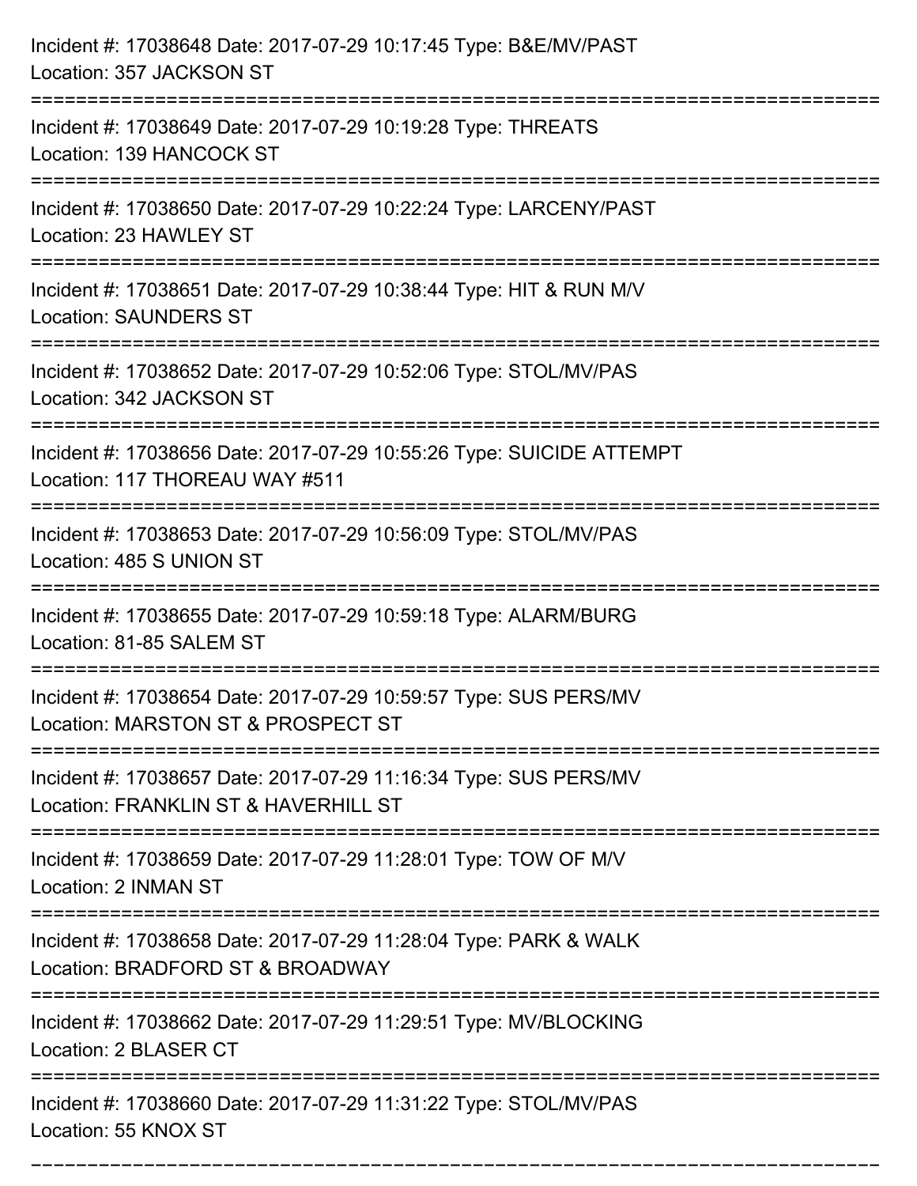Incident #: 17038648 Date: 2017-07-29 10:17:45 Type: B&E/MV/PAST
Location: 357 JACKSON ST

===========================================================================

Incident #: 17038649 Date: 2017-07-29 10:19:28 Type: THREATS
Location: 139 HANCOCK ST

===========================================================================

Incident #: 17038650 Date: 2017-07-29 10:22:24 Type: LARCENY/PAST
Location: 23 HAWLEY ST

===========================================================================

Incident #: 17038651 Date: 2017-07-29 10:38:44 Type: HIT & RUN M/V
Location: SAUNDERS ST

===========================================================================

Incident #: 17038652 Date: 2017-07-29 10:52:06 Type: STOL/MV/PAS
Location: 342 JACKSON ST

===========================================================================

Incident #: 17038656 Date: 2017-07-29 10:55:26 Type: SUICIDE ATTEMPT
Location: 117 THOREAU WAY #511

===========================================================================

Incident #: 17038653 Date: 2017-07-29 10:56:09 Type: STOL/MV/PAS
Location: 485 S UNION ST

===========================================================================

Incident #: 17038655 Date: 2017-07-29 10:59:18 Type: ALARM/BURG
Location: 81-85 SALEM ST

===========================================================================

Incident #: 17038654 Date: 2017-07-29 10:59:57 Type: SUS PERS/MV
Location: MARSTON ST & PROSPECT ST

===========================================================================

Incident #: 17038657 Date: 2017-07-29 11:16:34 Type: SUS PERS/MV
Location: FRANKLIN ST & HAVERHILL ST

===========================================================================

Incident #: 17038659 Date: 2017-07-29 11:28:01 Type: TOW OF M/V
Location: 2 INMAN ST

===========================================================================

Incident #: 17038658 Date: 2017-07-29 11:28:04 Type: PARK & WALK
Location: BRADFORD ST & BROADWAY

===========================================================================

Incident #: 17038662 Date: 2017-07-29 11:29:51 Type: MV/BLOCKING
Location: 2 BLASER CT

===========================================================================

Incident #: 17038660 Date: 2017-07-29 11:31:22 Type: STOL/MV/PAS
Location: 55 KNOX ST

===========================================================================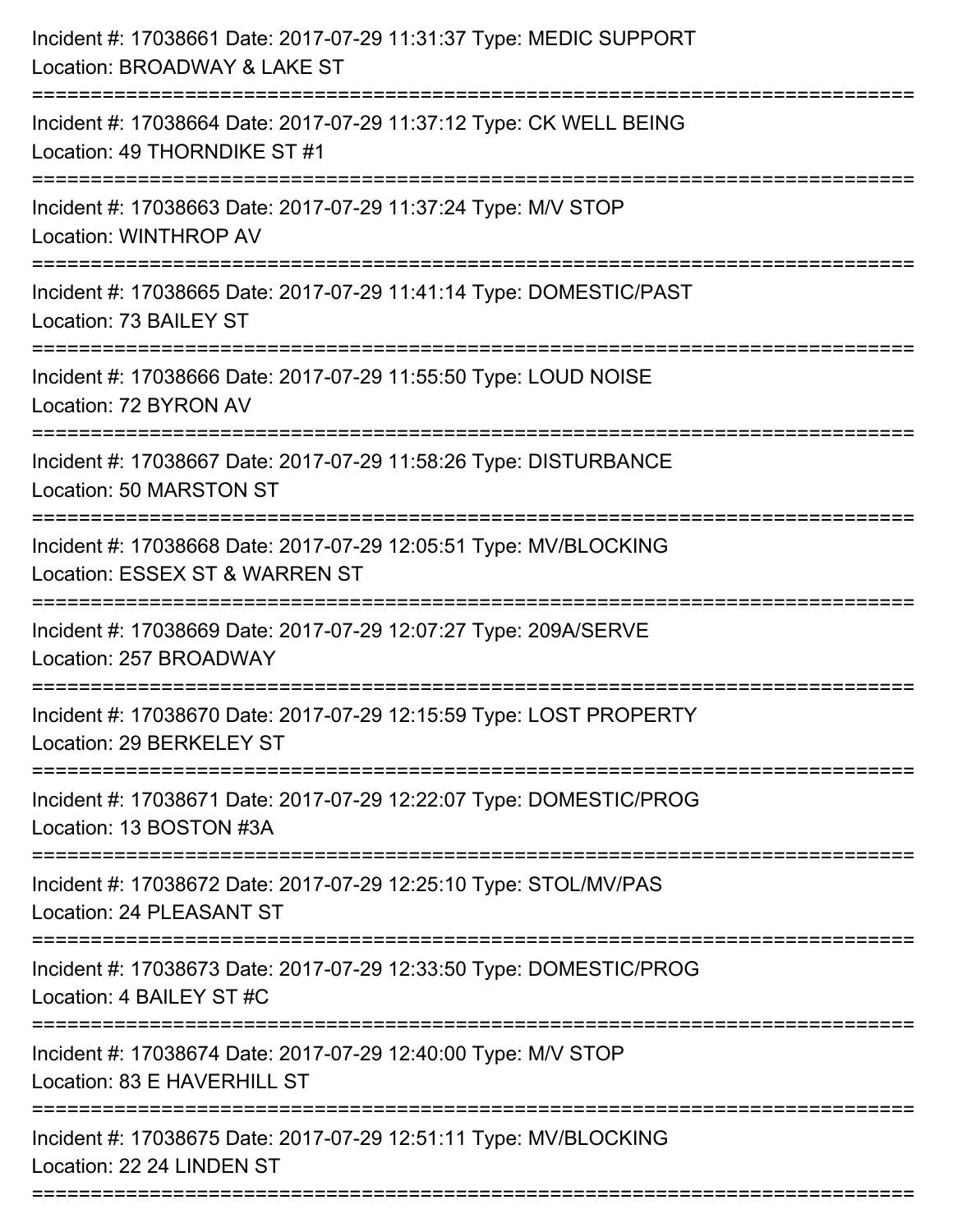Incident #: 17038661 Date: 2017-07-29 11:31:37 Type: MEDIC SUPPORT
Location: BROADWAY & LAKE ST

===========================================================================

Incident #: 17038664 Date: 2017-07-29 11:37:12 Type: CK WELL BEING
Location: 49 THORNDIKE ST #1

===========================================================================

Incident #: 17038663 Date: 2017-07-29 11:37:24 Type: M/V STOP
Location: WINTHROP AV

===========================================================================

Incident #: 17038665 Date: 2017-07-29 11:41:14 Type: DOMESTIC/PAST
Location: 73 BAILEY ST

===========================================================================

Incident #: 17038666 Date: 2017-07-29 11:55:50 Type: LOUD NOISE
Location: 72 BYRON AV

===========================================================================

Incident #: 17038667 Date: 2017-07-29 11:58:26 Type: DISTURBANCE
Location: 50 MARSTON ST

===========================================================================

Incident #: 17038668 Date: 2017-07-29 12:05:51 Type: MV/BLOCKING
Location: ESSEX ST & WARREN ST

===========================================================================

Incident #: 17038669 Date: 2017-07-29 12:07:27 Type: 209A/SERVE
Location: 257 BROADWAY

===========================================================================

Incident #: 17038670 Date: 2017-07-29 12:15:59 Type: LOST PROPERTY
Location: 29 BERKELEY ST

===========================================================================

Incident #: 17038671 Date: 2017-07-29 12:22:07 Type: DOMESTIC/PROG
Location: 13 BOSTON #3A

===========================================================================

Incident #: 17038672 Date: 2017-07-29 12:25:10 Type: STOL/MV/PAS
Location: 24 PLEASANT ST

===========================================================================

Incident #: 17038673 Date: 2017-07-29 12:33:50 Type: DOMESTIC/PROG
Location: 4 BAILEY ST #C

===========================================================================

Incident #: 17038674 Date: 2017-07-29 12:40:00 Type: M/V STOP
Location: 83 E HAVERHILL ST

===========================================================================

Incident #: 17038675 Date: 2017-07-29 12:51:11 Type: MV/BLOCKING
Location: 22 24 LINDEN ST

===========================================================================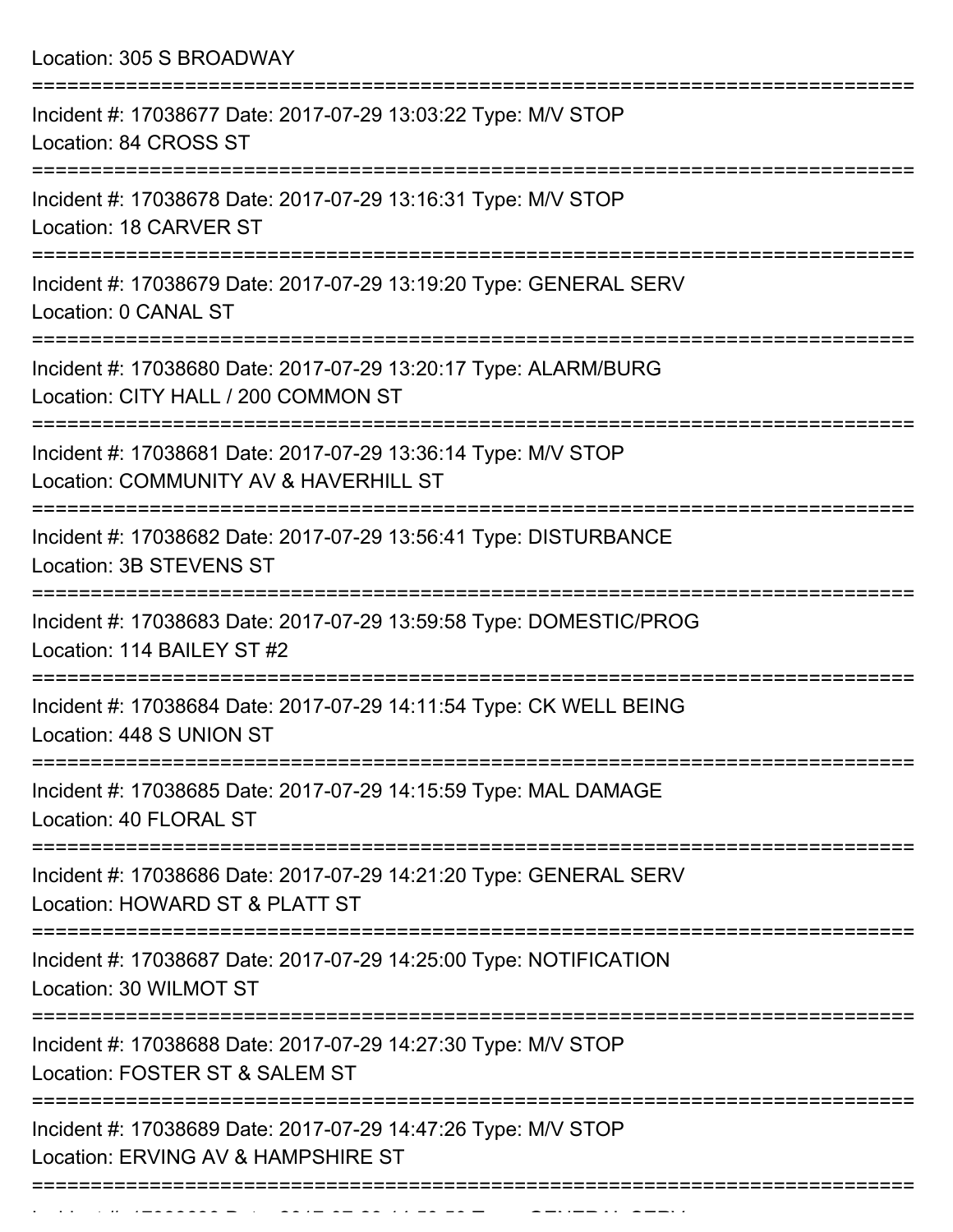Location: 305 S BROADWAY

===========================================================================

Incident #: 17038677 Date: 2017-07-29 13:03:22 Type: M/V STOP
Location: 84 CROSS ST

===========================================================================

Incident #: 17038678 Date: 2017-07-29 13:16:31 Type: M/V STOP
Location: 18 CARVER ST

===========================================================================

Incident #: 17038679 Date: 2017-07-29 13:19:20 Type: GENERAL SERV
Location: 0 CANAL ST

===========================================================================

Incident #: 17038680 Date: 2017-07-29 13:20:17 Type: ALARM/BURG
Location: CITY HALL / 200 COMMON ST

===========================================================================

Incident #: 17038681 Date: 2017-07-29 13:36:14 Type: M/V STOP
Location: COMMUNITY AV & HAVERHILL ST

===========================================================================

Incident #: 17038682 Date: 2017-07-29 13:56:41 Type: DISTURBANCE
Location: 3B STEVENS ST

===========================================================================

Incident #: 17038683 Date: 2017-07-29 13:59:58 Type: DOMESTIC/PROG
Location: 114 BAILEY ST #2

===========================================================================

Incident #: 17038684 Date: 2017-07-29 14:11:54 Type: CK WELL BEING
Location: 448 S UNION ST

===========================================================================

Incident #: 17038685 Date: 2017-07-29 14:15:59 Type: MAL DAMAGE
Location: 40 FLORAL ST

===========================================================================

Incident #: 17038686 Date: 2017-07-29 14:21:20 Type: GENERAL SERV
Location: HOWARD ST & PLATT ST

===========================================================================

Incident #: 17038687 Date: 2017-07-29 14:25:00 Type: NOTIFICATION
Location: 30 WILMOT ST

===========================================================================

Incident #: 17038688 Date: 2017-07-29 14:27:30 Type: M/V STOP
Location: FOSTER ST & SALEM ST

===========================================================================

Incident #: 17038689 Date: 2017-07-29 14:47:26 Type: M/V STOP
Location: ERVING AV & HAMPSHIRE ST

===========================================================================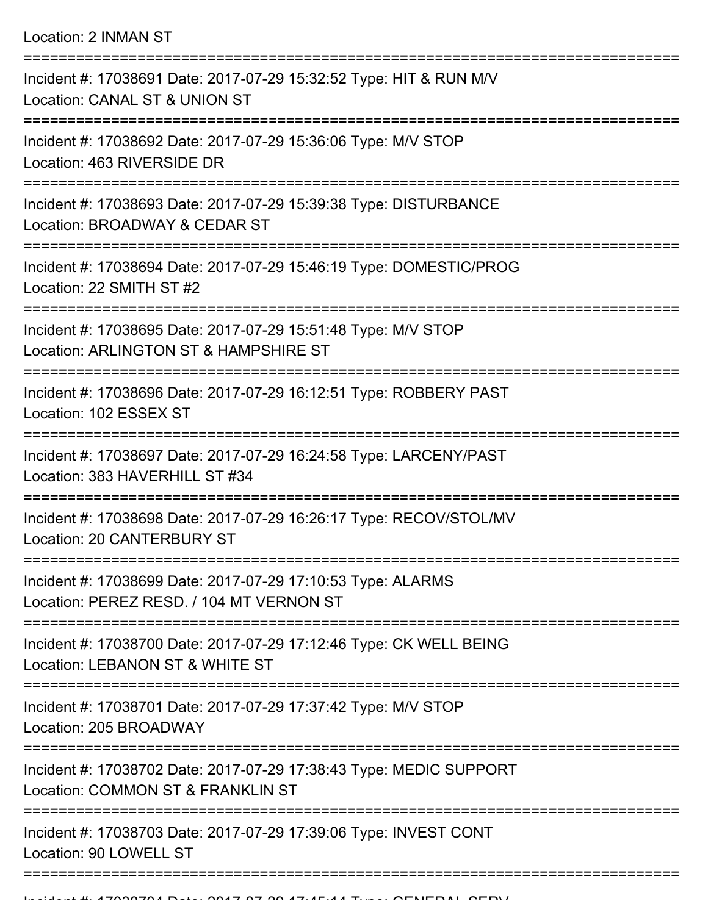Location: 2 INMAN ST

===========================================================================

Incident #: 17038691 Date: 2017-07-29 15:32:52 Type: HIT & RUN M/V

Location: CANAL ST & UNION ST

===========================================================================

Incident #: 17038692 Date: 2017-07-29 15:36:06 Type: M/V STOP

Location: 463 RIVERSIDE DR

===========================================================================

Incident #: 17038693 Date: 2017-07-29 15:39:38 Type: DISTURBANCE

Location: BROADWAY & CEDAR ST

===========================================================================

Incident #: 17038694 Date: 2017-07-29 15:46:19 Type: DOMESTIC/PROG

Location: 22 SMITH ST #2

===========================================================================

Incident #: 17038695 Date: 2017-07-29 15:51:48 Type: M/V STOP

Location: ARLINGTON ST & HAMPSHIRE ST

===========================================================================

Incident #: 17038696 Date: 2017-07-29 16:12:51 Type: ROBBERY PAST

Location: 102 ESSEX ST

===========================================================================

Incident #: 17038697 Date: 2017-07-29 16:24:58 Type: LARCENY/PAST

Location: 383 HAVERHILL ST #34

===========================================================================

Incident #: 17038698 Date: 2017-07-29 16:26:17 Type: RECOV/STOL/MV

Location: 20 CANTERBURY ST

===========================================================================

Incident #: 17038699 Date: 2017-07-29 17:10:53 Type: ALARMS

Location: PEREZ RESD. / 104 MT VERNON ST

===========================================================================

Incident #: 17038700 Date: 2017-07-29 17:12:46 Type: CK WELL BEING

Location: LEBANON ST & WHITE ST

===========================================================================

Incident #: 17038701 Date: 2017-07-29 17:37:42 Type: M/V STOP

Location: 205 BROADWAY

===========================================================================

Incident #: 17038702 Date: 2017-07-29 17:38:43 Type: MEDIC SUPPORT

Location: COMMON ST & FRANKLIN ST

===========================================================================

Incident #: 17038703 Date: 2017-07-29 17:39:06 Type: INVEST CONT

Location: 90 LOWELL ST

===========================================================================

Incident #: 17038704 Date: 2017-07-29 17:45:14 Type: GENERAL SERV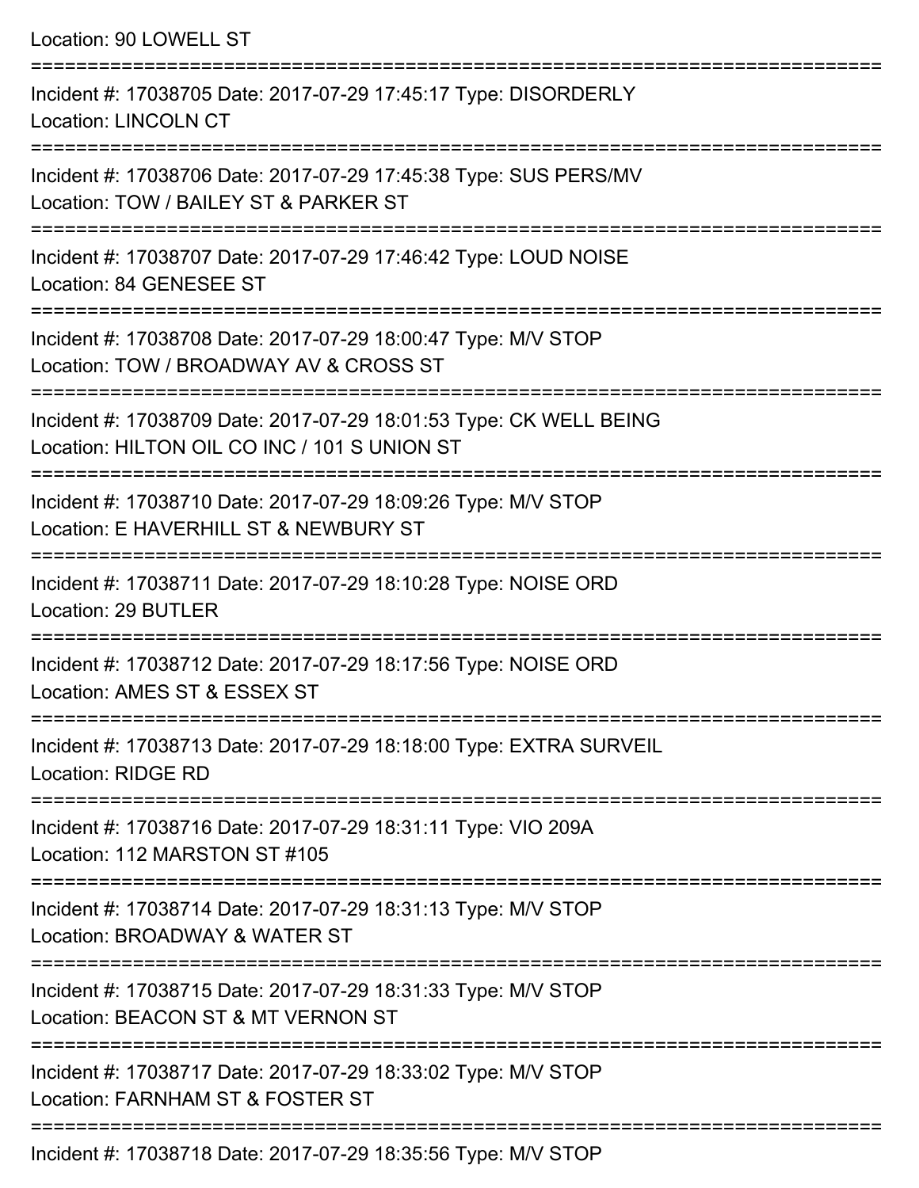Location: 90 LOWELL ST

===========================================================================

Incident #: 17038705 Date: 2017-07-29 17:45:17 Type: DISORDERLY
Location: LINCOLN CT

===========================================================================

Incident #: 17038706 Date: 2017-07-29 17:45:38 Type: SUS PERS/MV
Location: TOW / BAILEY ST & PARKER ST

===========================================================================

Incident #: 17038707 Date: 2017-07-29 17:46:42 Type: LOUD NOISE
Location: 84 GENESEE ST

===========================================================================

Incident #: 17038708 Date: 2017-07-29 18:00:47 Type: M/V STOP
Location: TOW / BROADWAY AV & CROSS ST

===========================================================================

Incident #: 17038709 Date: 2017-07-29 18:01:53 Type: CK WELL BEING
Location: HILTON OIL CO INC / 101 S UNION ST

===========================================================================

Incident #: 17038710 Date: 2017-07-29 18:09:26 Type: M/V STOP
Location: E HAVERHILL ST & NEWBURY ST

===========================================================================

Incident #: 17038711 Date: 2017-07-29 18:10:28 Type: NOISE ORD
Location: 29 BUTLER

===========================================================================

Incident #: 17038712 Date: 2017-07-29 18:17:56 Type: NOISE ORD
Location: AMES ST & ESSEX ST

===========================================================================

Incident #: 17038713 Date: 2017-07-29 18:18:00 Type: EXTRA SURVEIL
Location: RIDGE RD

===========================================================================

Incident #: 17038716 Date: 2017-07-29 18:31:11 Type: VIO 209A
Location: 112 MARSTON ST #105

===========================================================================

Incident #: 17038714 Date: 2017-07-29 18:31:13 Type: M/V STOP
Location: BROADWAY & WATER ST

===========================================================================

Incident #: 17038715 Date: 2017-07-29 18:31:33 Type: M/V STOP
Location: BEACON ST & MT VERNON ST

===========================================================================

Incident #: 17038717 Date: 2017-07-29 18:33:02 Type: M/V STOP
Location: FARNHAM ST & FOSTER ST

===========================================================================

Incident #: 17038718 Date: 2017-07-29 18:35:56 Type: M/V STOP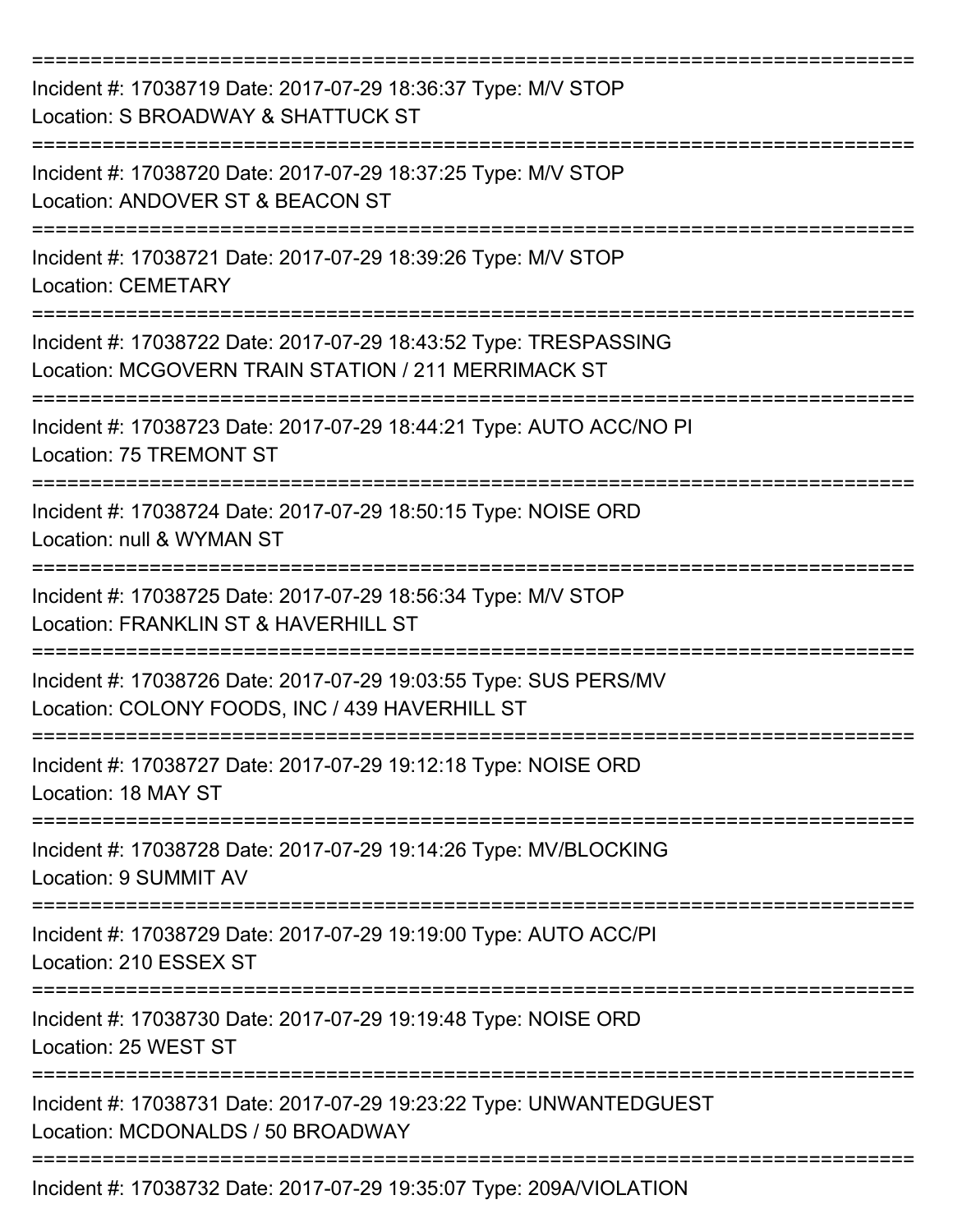===========================================================================

Incident #: 17038719 Date: 2017-07-29 18:36:37 Type: M/V STOP
Location: S BROADWAY & SHATTUCK ST

===========================================================================

Incident #: 17038720 Date: 2017-07-29 18:37:25 Type: M/V STOP
Location: ANDOVER ST & BEACON ST

===========================================================================

Incident #: 17038721 Date: 2017-07-29 18:39:26 Type: M/V STOP
Location: CEMETARY

===========================================================================

Incident #: 17038722 Date: 2017-07-29 18:43:52 Type: TRESPASSING
Location: MCGOVERN TRAIN STATION / 211 MERRIMACK ST

===========================================================================

Incident #: 17038723 Date: 2017-07-29 18:44:21 Type: AUTO ACC/NO PI
Location: 75 TREMONT ST

===========================================================================

Incident #: 17038724 Date: 2017-07-29 18:50:15 Type: NOISE ORD
Location: null & WYMAN ST

===========================================================================

Incident #: 17038725 Date: 2017-07-29 18:56:34 Type: M/V STOP
Location: FRANKLIN ST & HAVERHILL ST

===========================================================================

Incident #: 17038726 Date: 2017-07-29 19:03:55 Type: SUS PERS/MV
Location: COLONY FOODS, INC / 439 HAVERHILL ST

===========================================================================

Incident #: 17038727 Date: 2017-07-29 19:12:18 Type: NOISE ORD
Location: 18 MAY ST

===========================================================================

Incident #: 17038728 Date: 2017-07-29 19:14:26 Type: MV/BLOCKING
Location: 9 SUMMIT AV

===========================================================================

Incident #: 17038729 Date: 2017-07-29 19:19:00 Type: AUTO ACC/PI
Location: 210 ESSEX ST

===========================================================================

Incident #: 17038730 Date: 2017-07-29 19:19:48 Type: NOISE ORD
Location: 25 WEST ST

===========================================================================

Incident #: 17038731 Date: 2017-07-29 19:23:22 Type: UNWANTEDGUEST
Location: MCDONALDS / 50 BROADWAY

===========================================================================

Incident #: 17038732 Date: 2017-07-29 19:35:07 Type: 209A/VIOLATION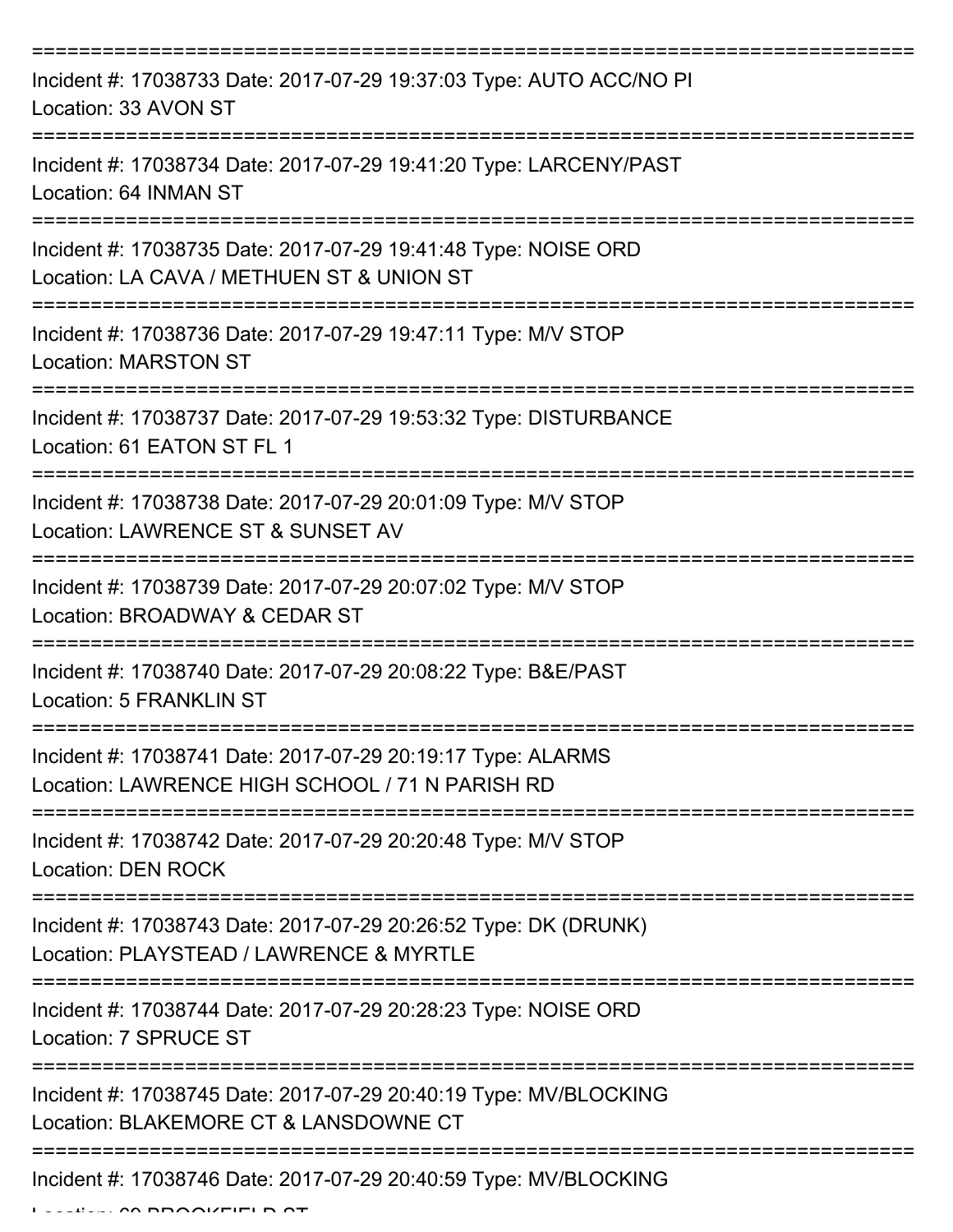===========================================================================

Incident #: 17038733 Date: 2017-07-29 19:37:03 Type: AUTO ACC/NO PI
Location: 33 AVON ST

===========================================================================

Incident #: 17038734 Date: 2017-07-29 19:41:20 Type: LARCENY/PAST
Location: 64 INMAN ST

===========================================================================

Incident #: 17038735 Date: 2017-07-29 19:41:48 Type: NOISE ORD
Location: LA CAVA / METHUEN ST & UNION ST

===========================================================================

Incident #: 17038736 Date: 2017-07-29 19:47:11 Type: M/V STOP
Location: MARSTON ST

===========================================================================

Incident #: 17038737 Date: 2017-07-29 19:53:32 Type: DISTURBANCE
Location: 61 EATON ST FL 1

===========================================================================

Incident #: 17038738 Date: 2017-07-29 20:01:09 Type: M/V STOP
Location: LAWRENCE ST & SUNSET AV

===========================================================================

Incident #: 17038739 Date: 2017-07-29 20:07:02 Type: M/V STOP
Location: BROADWAY & CEDAR ST

===========================================================================

Incident #: 17038740 Date: 2017-07-29 20:08:22 Type: B&E/PAST
Location: 5 FRANKLIN ST

===========================================================================

Incident #: 17038741 Date: 2017-07-29 20:19:17 Type: ALARMS
Location: LAWRENCE HIGH SCHOOL / 71 N PARISH RD

===========================================================================

Incident #: 17038742 Date: 2017-07-29 20:20:48 Type: M/V STOP
Location: DEN ROCK

===========================================================================

Incident #: 17038743 Date: 2017-07-29 20:26:52 Type: DK (DRUNK)
Location: PLAYSTEAD / LAWRENCE & MYRTLE

===========================================================================

Incident #: 17038744 Date: 2017-07-29 20:28:23 Type: NOISE ORD
Location: 7 SPRUCE ST

===========================================================================

Incident #: 17038745 Date: 2017-07-29 20:40:19 Type: MV/BLOCKING
Location: BLAKEMORE CT & LANSDOWNE CT

===========================================================================

Incident #: 17038746 Date: 2017-07-29 20:40:59 Type: MV/BLOCKING
Location: 60 BROOKFIELD ST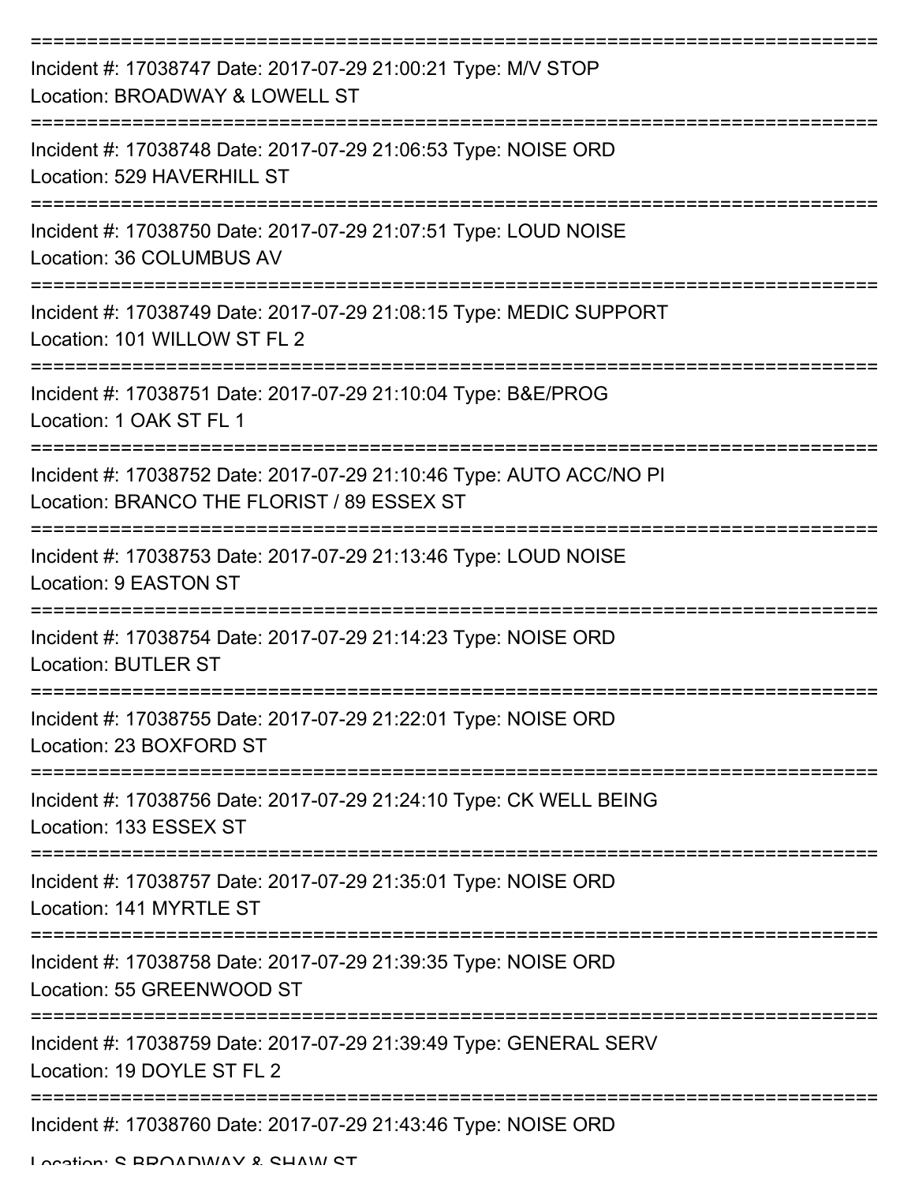Incident #: 17038747 Date: 2017-07-29 21:00:21 Type: M/V STOP
Location: BROADWAY & LOWELL ST

Incident #: 17038748 Date: 2017-07-29 21:06:53 Type: NOISE ORD
Location: 529 HAVERHILL ST

Incident #: 17038750 Date: 2017-07-29 21:07:51 Type: LOUD NOISE
Location: 36 COLUMBUS AV

Incident #: 17038749 Date: 2017-07-29 21:08:15 Type: MEDIC SUPPORT
Location: 101 WILLOW ST FL 2

Incident #: 17038751 Date: 2017-07-29 21:10:04 Type: B&E/PROG
Location: 1 OAK ST FL 1

Incident #: 17038752 Date: 2017-07-29 21:10:46 Type: AUTO ACC/NO PI
Location: BRANCO THE FLORIST / 89 ESSEX ST

Incident #: 17038753 Date: 2017-07-29 21:13:46 Type: LOUD NOISE
Location: 9 EASTON ST

Incident #: 17038754 Date: 2017-07-29 21:14:23 Type: NOISE ORD
Location: BUTLER ST

Incident #: 17038755 Date: 2017-07-29 21:22:01 Type: NOISE ORD
Location: 23 BOXFORD ST

Incident #: 17038756 Date: 2017-07-29 21:24:10 Type: CK WELL BEING
Location: 133 ESSEX ST

Incident #: 17038757 Date: 2017-07-29 21:35:01 Type: NOISE ORD
Location: 141 MYRTLE ST

Incident #: 17038758 Date: 2017-07-29 21:39:35 Type: NOISE ORD
Location: 55 GREENWOOD ST

Incident #: 17038759 Date: 2017-07-29 21:39:49 Type: GENERAL SERV
Location: 19 DOYLE ST FL 2

Incident #: 17038760 Date: 2017-07-29 21:43:46 Type: NOISE ORD
Location: S BROADWAY & SHAW ST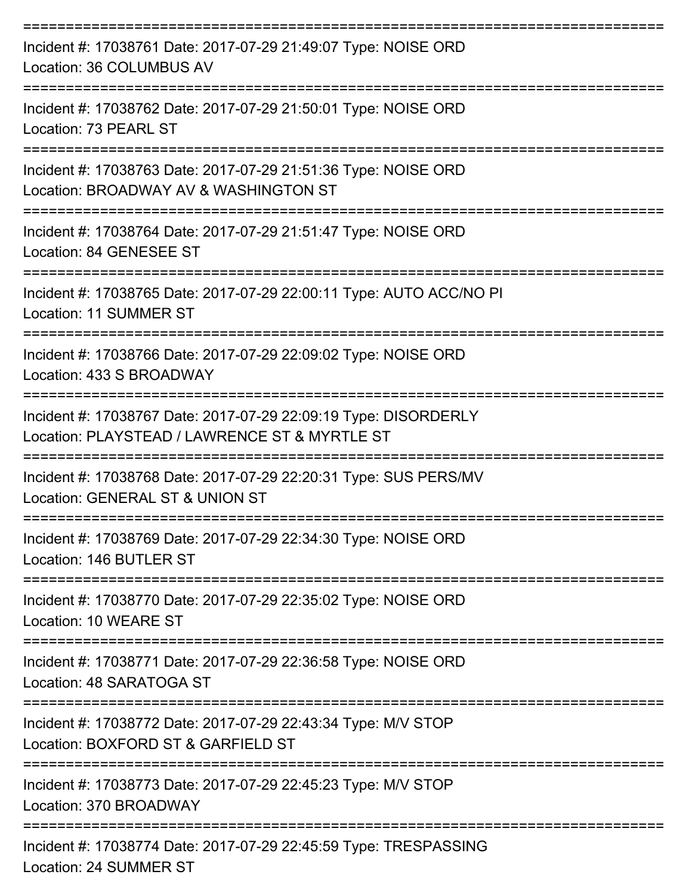===========================================================================
Incident #: 17038761 Date: 2017-07-29 21:49:07 Type: NOISE ORD
Location: 36 COLUMBUS AV
===========================================================================
Incident #: 17038762 Date: 2017-07-29 21:50:01 Type: NOISE ORD
Location: 73 PEARL ST
===========================================================================
Incident #: 17038763 Date: 2017-07-29 21:51:36 Type: NOISE ORD
Location: BROADWAY AV & WASHINGTON ST
===========================================================================
Incident #: 17038764 Date: 2017-07-29 21:51:47 Type: NOISE ORD
Location: 84 GENESEE ST
===========================================================================
Incident #: 17038765 Date: 2017-07-29 22:00:11 Type: AUTO ACC/NO PI
Location: 11 SUMMER ST
===========================================================================
Incident #: 17038766 Date: 2017-07-29 22:09:02 Type: NOISE ORD
Location: 433 S BROADWAY
===========================================================================
Incident #: 17038767 Date: 2017-07-29 22:09:19 Type: DISORDERLY
Location: PLAYSTEAD / LAWRENCE ST & MYRTLE ST
===========================================================================
Incident #: 17038768 Date: 2017-07-29 22:20:31 Type: SUS PERS/MV
Location: GENERAL ST & UNION ST
===========================================================================
Incident #: 17038769 Date: 2017-07-29 22:34:30 Type: NOISE ORD
Location: 146 BUTLER ST
===========================================================================
Incident #: 17038770 Date: 2017-07-29 22:35:02 Type: NOISE ORD
Location: 10 WEARE ST
===========================================================================
Incident #: 17038771 Date: 2017-07-29 22:36:58 Type: NOISE ORD
Location: 48 SARATOGA ST
===========================================================================
Incident #: 17038772 Date: 2017-07-29 22:43:34 Type: M/V STOP
Location: BOXFORD ST & GARFIELD ST
===========================================================================
Incident #: 17038773 Date: 2017-07-29 22:45:23 Type: M/V STOP
Location: 370 BROADWAY
===========================================================================
Incident #: 17038774 Date: 2017-07-29 22:45:59 Type: TRESPASSING
Location: 24 SUMMER ST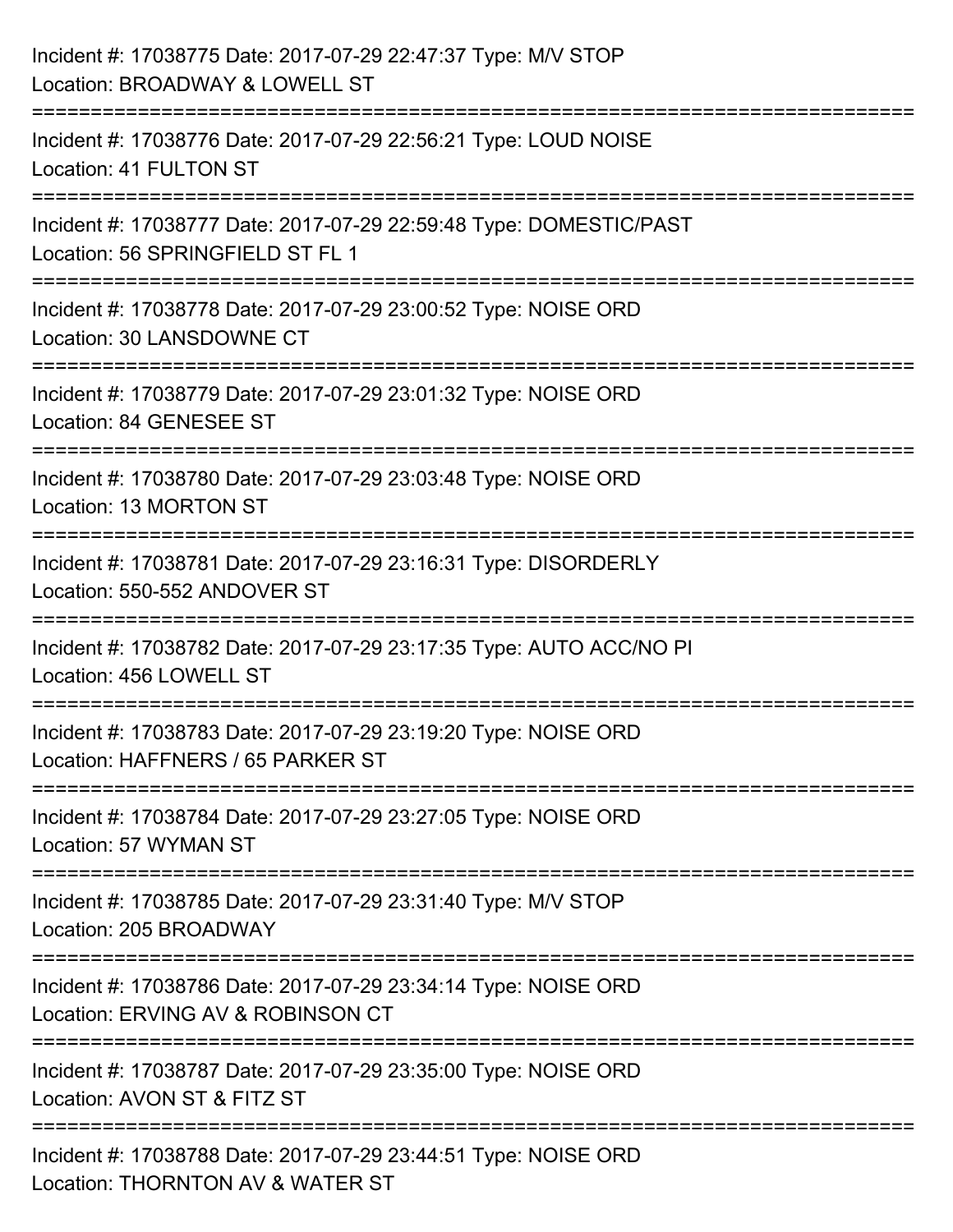Incident #: 17038775 Date: 2017-07-29 22:47:37 Type: M/V STOP
Location: BROADWAY & LOWELL ST

===========================================================================

Incident #: 17038776 Date: 2017-07-29 22:56:21 Type: LOUD NOISE
Location: 41 FULTON ST

===========================================================================

Incident #: 17038777 Date: 2017-07-29 22:59:48 Type: DOMESTIC/PAST
Location: 56 SPRINGFIELD ST FL 1

===========================================================================

Incident #: 17038778 Date: 2017-07-29 23:00:52 Type: NOISE ORD
Location: 30 LANSDOWNE CT

===========================================================================

Incident #: 17038779 Date: 2017-07-29 23:01:32 Type: NOISE ORD
Location: 84 GENESEE ST

===========================================================================

Incident #: 17038780 Date: 2017-07-29 23:03:48 Type: NOISE ORD
Location: 13 MORTON ST

===========================================================================

Incident #: 17038781 Date: 2017-07-29 23:16:31 Type: DISORDERLY
Location: 550-552 ANDOVER ST

===========================================================================

Incident #: 17038782 Date: 2017-07-29 23:17:35 Type: AUTO ACC/NO PI
Location: 456 LOWELL ST

===========================================================================

Incident #: 17038783 Date: 2017-07-29 23:19:20 Type: NOISE ORD
Location: HAFFNERS / 65 PARKER ST

===========================================================================

Incident #: 17038784 Date: 2017-07-29 23:27:05 Type: NOISE ORD
Location: 57 WYMAN ST

===========================================================================

Incident #: 17038785 Date: 2017-07-29 23:31:40 Type: M/V STOP
Location: 205 BROADWAY

===========================================================================

Incident #: 17038786 Date: 2017-07-29 23:34:14 Type: NOISE ORD
Location: ERVING AV & ROBINSON CT

===========================================================================

Incident #: 17038787 Date: 2017-07-29 23:35:00 Type: NOISE ORD
Location: AVON ST & FITZ ST

===========================================================================

Incident #: 17038788 Date: 2017-07-29 23:44:51 Type: NOISE ORD
Location: THORNTON AV & WATER ST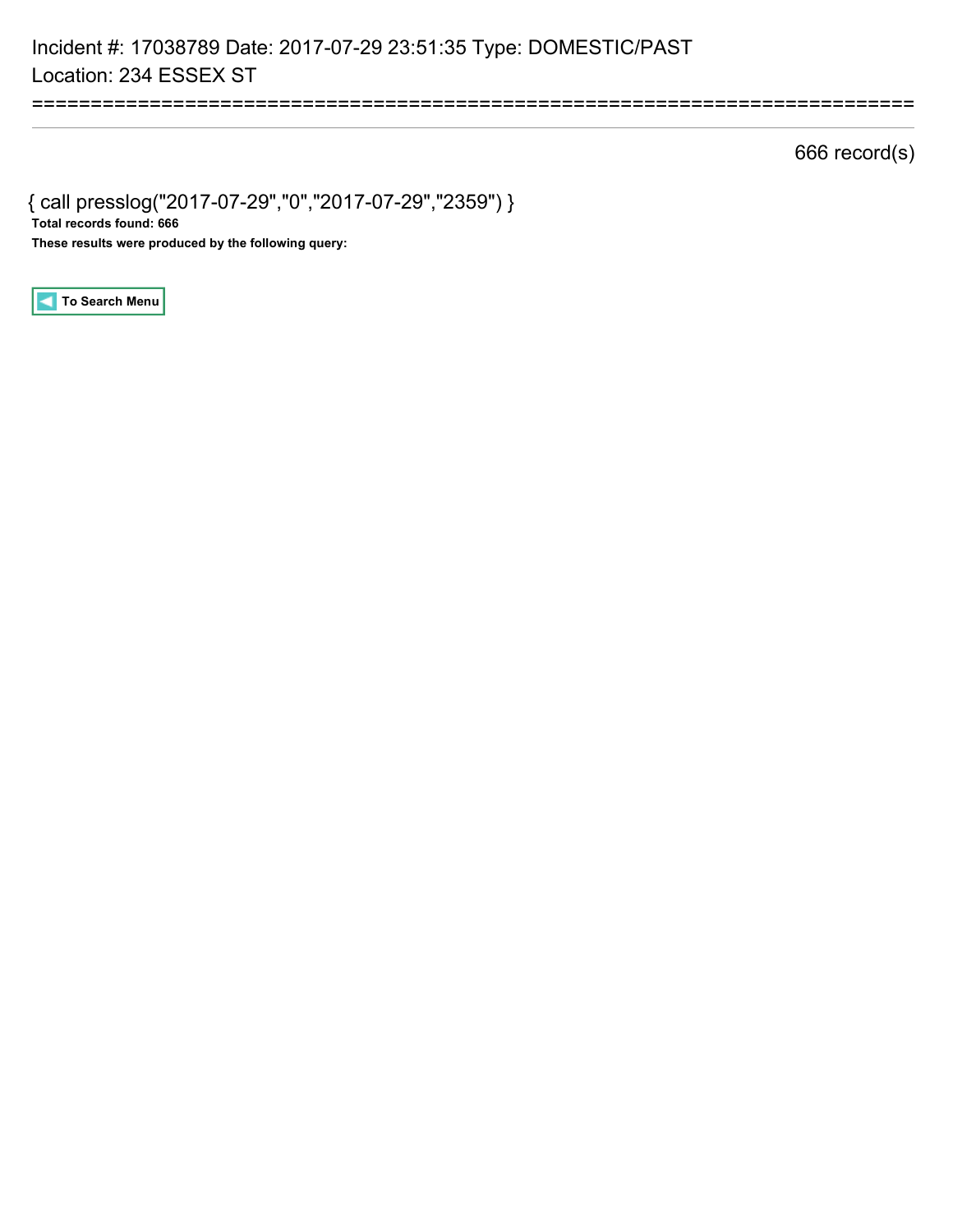Incident #: 17038789 Date: 2017-07-29 23:51:35 Type: DOMESTIC/PAST
Location: 234 ESSEX ST

===========================================================================

666 record(s)

{ call presslog("2017-07-29","0","2017-07-29","2359") }

**Total records found: 666**

**These results were produced by the following query:**

**To Search Menu**